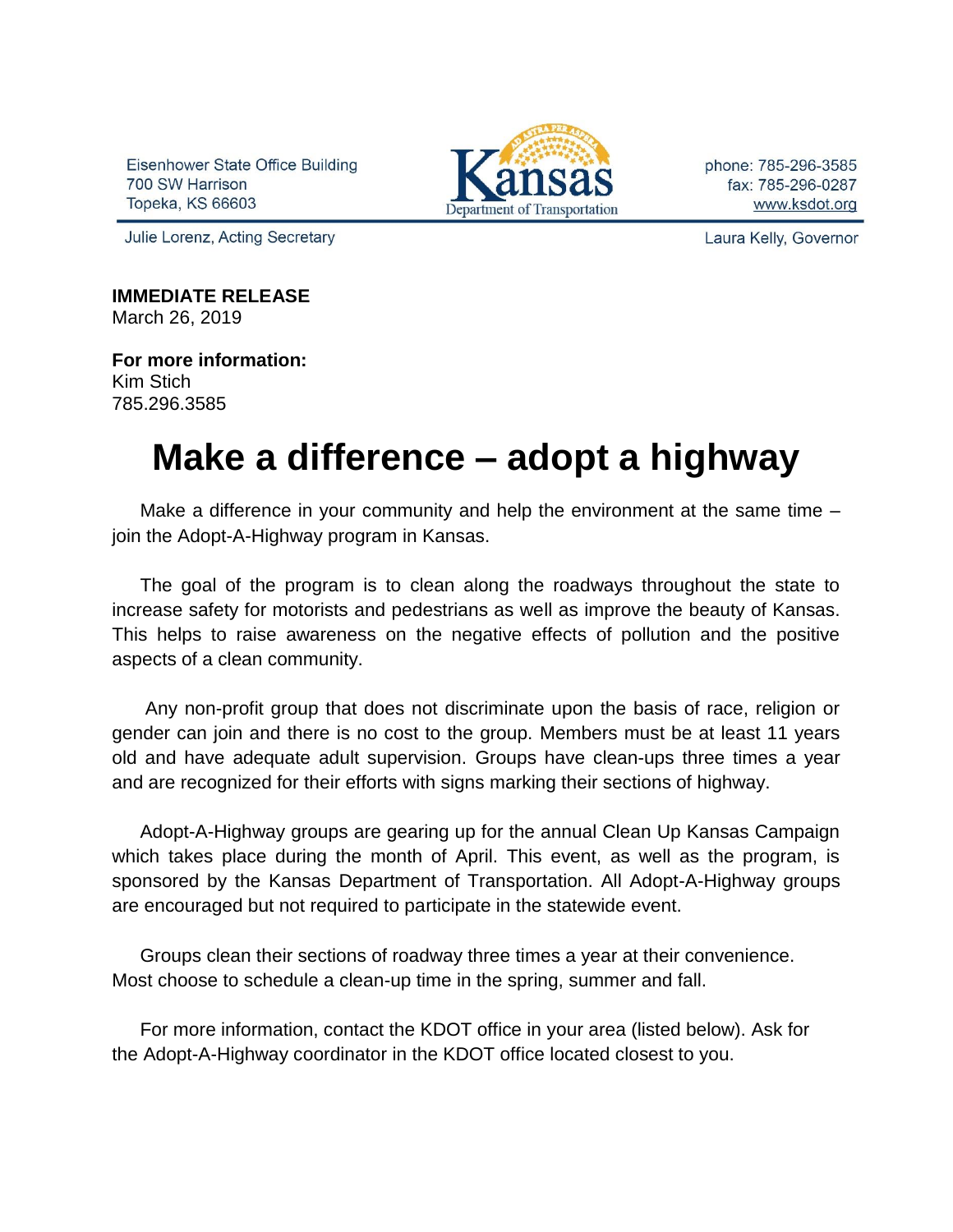Eisenhower State Office Building
700 SW Harrison
Topeka, KS 66603

Kansas Department of Transportation

phone: 785-296-3585
fax: 785-296-0287
www.ksdot.org

Julie Lorenz, Acting Secretary

Laura Kelly, Governor

**IMMEDIATE RELEASE**
March 26, 2019

**For more information:**
Kim Stich
785.296.3585

# Make a difference – adopt a highway

Make a difference in your community and help the environment at the same time – join the Adopt-A-Highway program in Kansas.

The goal of the program is to clean along the roadways throughout the state to increase safety for motorists and pedestrians as well as improve the beauty of Kansas. This helps to raise awareness on the negative effects of pollution and the positive aspects of a clean community.

Any non-profit group that does not discriminate upon the basis of race, religion or gender can join and there is no cost to the group. Members must be at least 11 years old and have adequate adult supervision. Groups have clean-ups three times a year and are recognized for their efforts with signs marking their sections of highway.

Adopt-A-Highway groups are gearing up for the annual Clean Up Kansas Campaign which takes place during the month of April. This event, as well as the program, is sponsored by the Kansas Department of Transportation. All Adopt-A-Highway groups are encouraged but not required to participate in the statewide event.

Groups clean their sections of roadway three times a year at their convenience. Most choose to schedule a clean-up time in the spring, summer and fall.

For more information, contact the KDOT office in your area (listed below). Ask for the Adopt-A-Highway coordinator in the KDOT office located closest to you.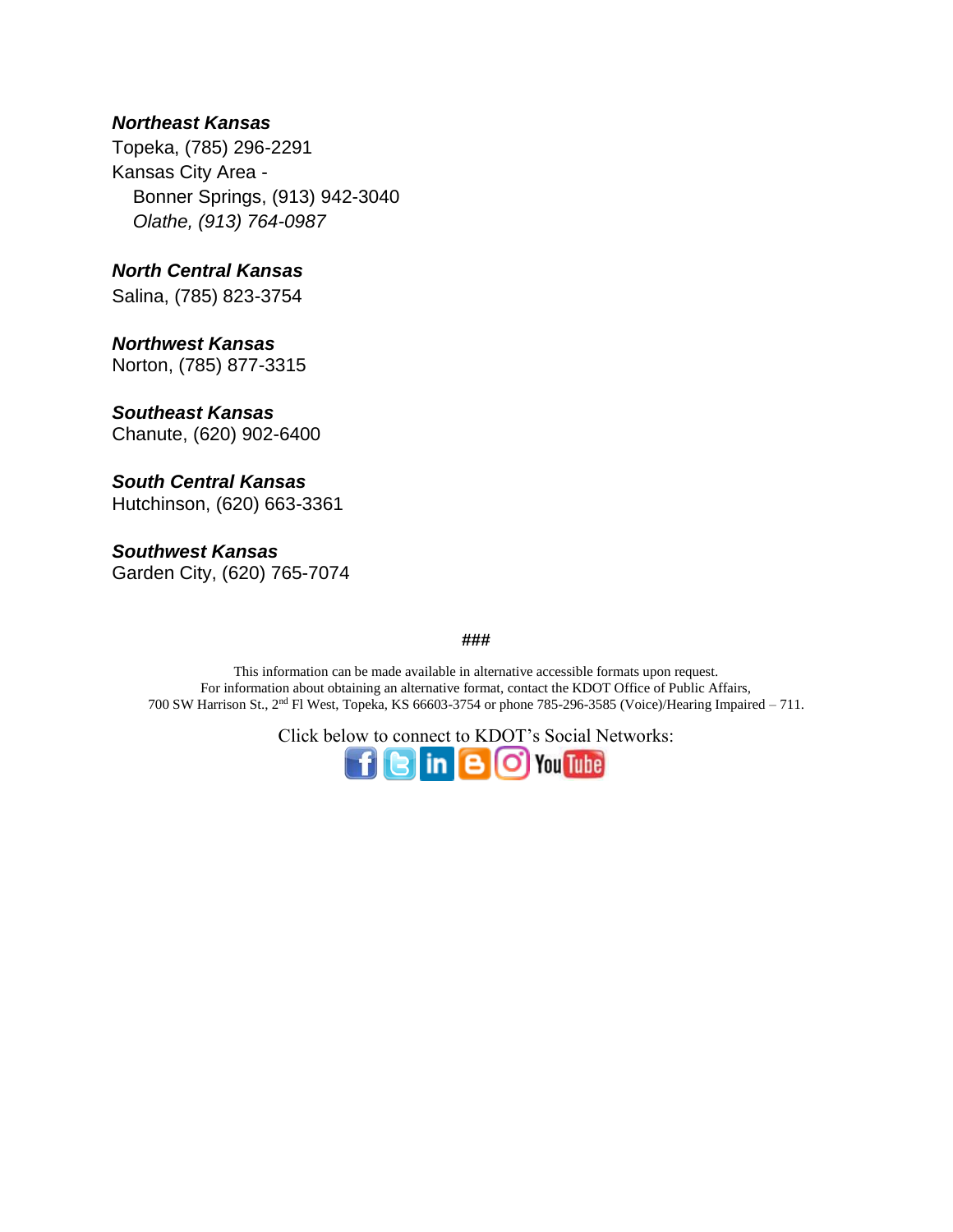***Northeast Kansas***
Topeka, (785) 296-2291
Kansas City Area -
  Bonner Springs, (913) 942-3040
  *Olathe, (913) 764-0987*

***North Central Kansas***
Salina, (785) 823-3754

***Northwest Kansas***
Norton, (785) 877-3315

***Southeast Kansas***
Chanute, (620) 902-6400

***South Central Kansas***
Hutchinson, (620) 663-3361

***Southwest Kansas***
Garden City, (620) 765-7074

###

This information can be made available in alternative accessible formats upon request.
For information about obtaining an alternative format, contact the KDOT Office of Public Affairs,
700 SW Harrison St., 2nd Fl West, Topeka, KS 66603-3754 or phone 785-296-3585 (Voice)/Hearing Impaired – 711.

Click below to connect to KDOT's Social Networks: